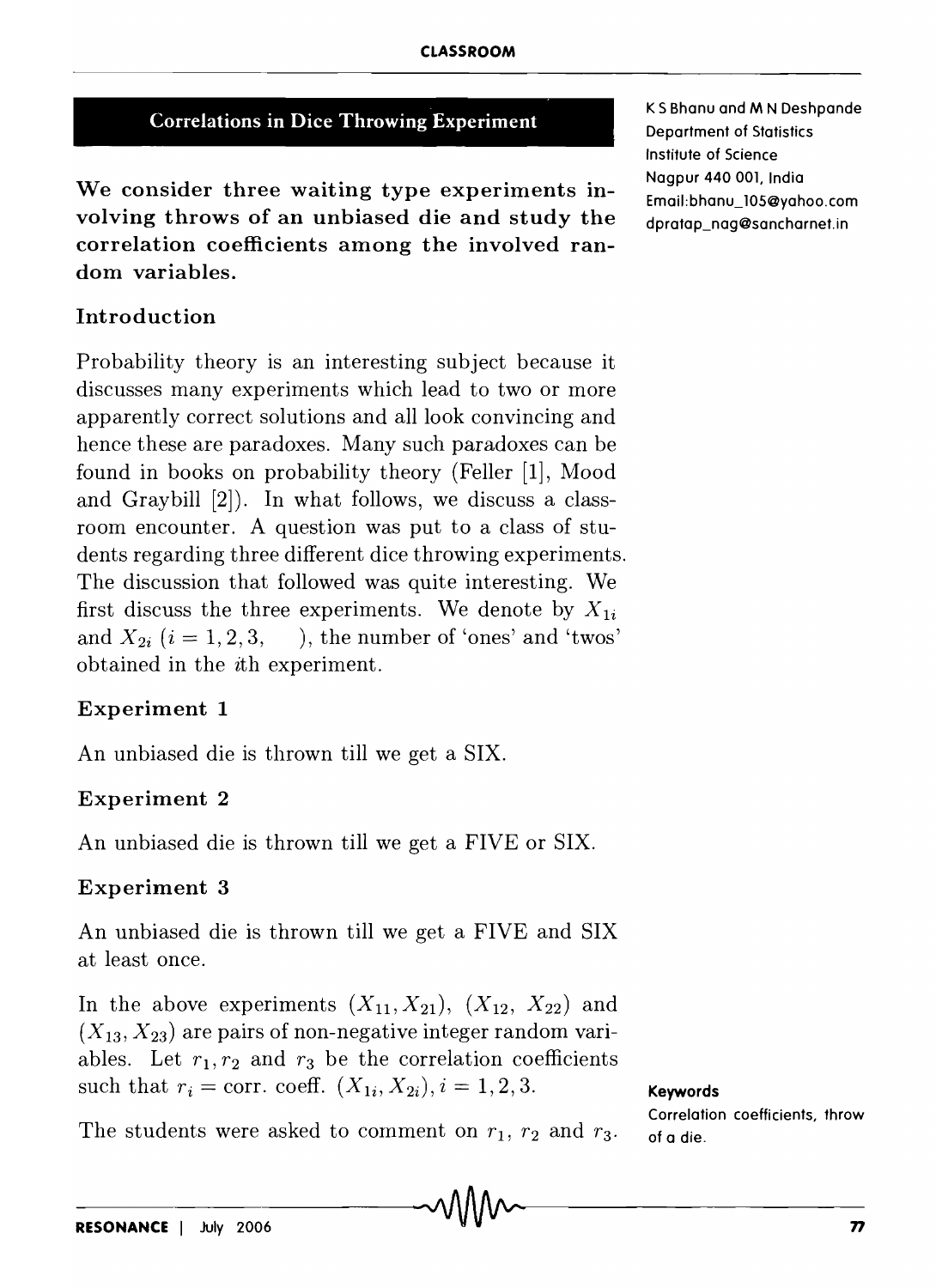# Correlations in Dice Throwing Experiment

K S Bhanu and M N Deshpande
Department of Statistics
Institute of Science
Nagpur 440 001, India
Email:bhanu_105@yahoo.com
dpratap_nag@sancharnet.in

**We consider three waiting type experiments involving throws of an unbiased die and study the correlation coefficients among the involved random variables.**

## Introduction

Probability theory is an interesting subject because it discusses many experiments which lead to two or more apparently correct solutions and all look convincing and hence these are paradoxes. Many such paradoxes can be found in books on probability theory (Feller [1], Mood and Graybill [2]). In what follows, we discuss a classroom encounter. A question was put to a class of students regarding three different dice throwing experiments. The discussion that followed was quite interesting. We first discuss the three experiments. We denote by $X_{1i}$ and $X_{2i}$ ($i = 1, 2, 3,$ ), the number of 'ones' and 'twos' obtained in the $i$th experiment.

## Experiment 1

An unbiased die is thrown till we get a SIX.

## Experiment 2

An unbiased die is thrown till we get a FIVE or SIX.

## Experiment 3

An unbiased die is thrown till we get a FIVE and SIX at least once.

In the above experiments $(X_{11}, X_{21})$, $(X_{12}, X_{22})$ and $(X_{13}, X_{23})$ are pairs of non-negative integer random variables. Let $r_1, r_2$ and $r_3$ be the correlation coefficients such that $r_i =$ corr. coeff. $(X_{1i}, X_{2i}), i = 1, 2, 3.$

The students were asked to comment on $r_1$, $r_2$ and $r_3$.

**Keywords**
Correlation coefficients, throw of a die.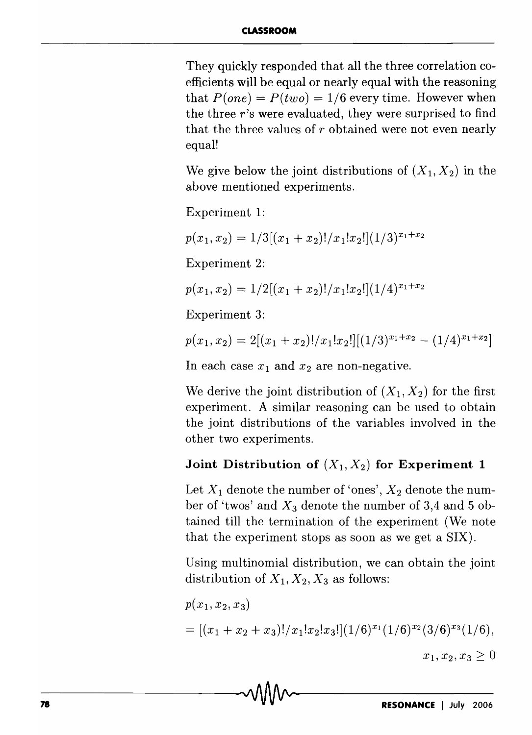They quickly responded that all the three correlation coefficients will be equal or nearly equal with the reasoning that $P(one) = P(two) = 1/6$ every time. However when the three $r$'s were evaluated, they were surprised to find that the three values of $r$ obtained were not even nearly equal!

We give below the joint distributions of $(X_1, X_2)$ in the above mentioned experiments.

Experiment 1:

$$p(x_1, x_2) = 1/3[(x_1 + x_2)!/x_1!x_2!](1/3)^{x_1+x_2}$$

Experiment 2:

$$p(x_1, x_2) = 1/2[(x_1 + x_2)!/x_1!x_2!](1/4)^{x_1+x_2}$$

Experiment 3:

$$p(x_1, x_2) = 2[(x_1 + x_2)!/x_1!x_2!][(1/3)^{x_1+x_2} - (1/4)^{x_1+x_2}]$$

In each case $x_1$ and $x_2$ are non-negative.

We derive the joint distribution of $(X_1, X_2)$ for the first experiment. A similar reasoning can be used to obtain the joint distributions of the variables involved in the other two experiments.

### Joint Distribution of $(X_1, X_2)$ for Experiment 1

Let $X_1$ denote the number of 'ones', $X_2$ denote the number of 'twos' and $X_3$ denote the number of 3,4 and 5 obtained till the termination of the experiment (We note that the experiment stops as soon as we get a SIX).

Using multinomial distribution, we can obtain the joint distribution of $X_1, X_2, X_3$ as follows:

$$p(x_1, x_2, x_3)$$

$$= [(x_1 + x_2 + x_3)!/x_1!x_2!x_3!](1/6)^{x_1}(1/6)^{x_2}(3/6)^{x_3}(1/6),$$

$$x_1, x_2, x_3 \geq 0$$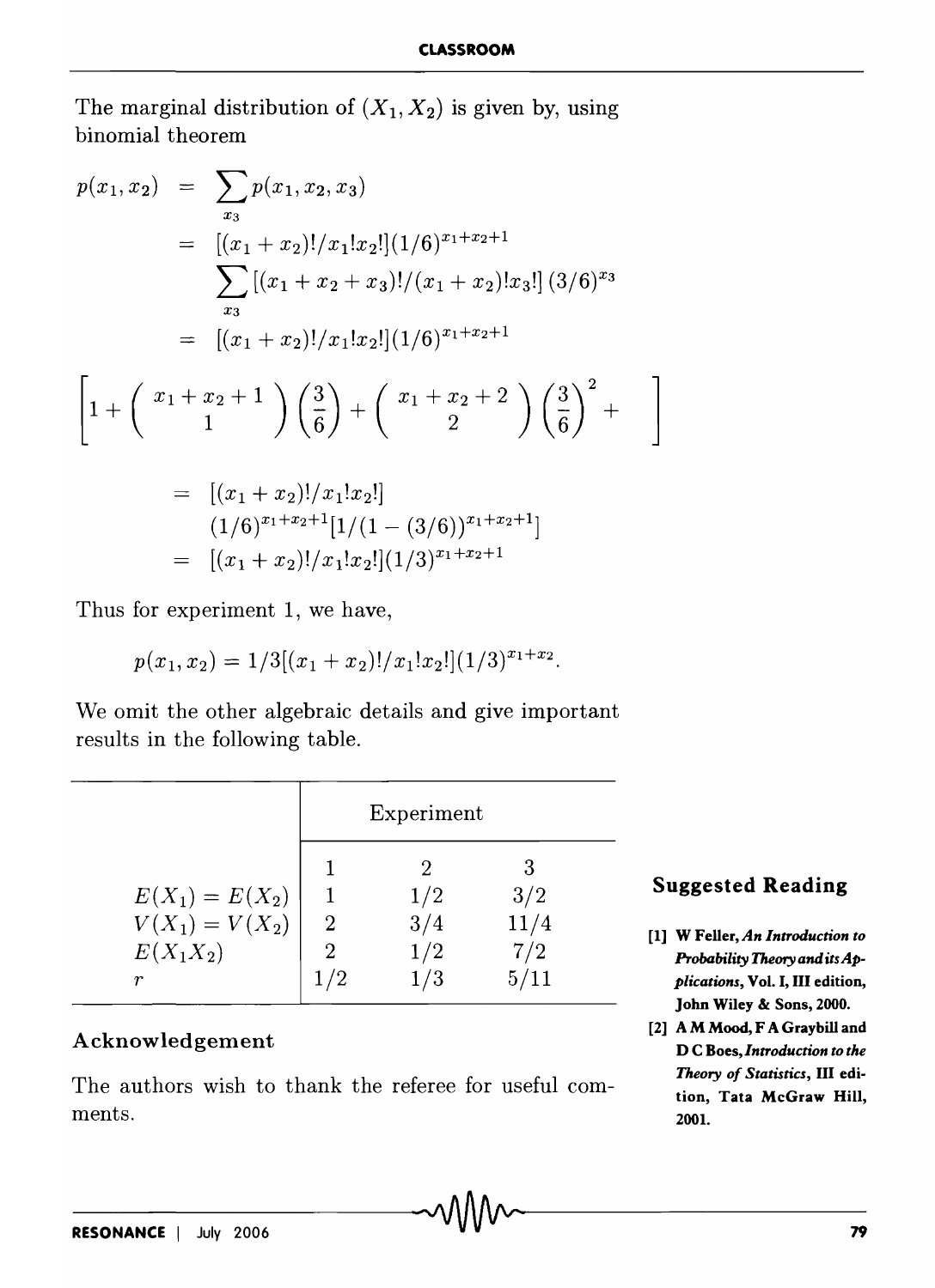The marginal distribution of $(X_1, X_2)$ is given by, using binomial theorem

$$
\begin{aligned}
p(x_1, x_2) &= \sum_{x_3} p(x_1, x_2, x_3) \\
&= [(x_1 + x_2)!/x_1!x_2!](1/6)^{x_1+x_2+1} \\
&\quad \sum_{x_3} [(x_1 + x_2 + x_3)!/(x_1 + x_2)!x_3!]\,(3/6)^{x_3} \\
&= [(x_1 + x_2)!/x_1!x_2!](1/6)^{x_1+x_2+1}
\end{aligned}
$$

$$
\left[1 + \binom{x_1 + x_2 + 1}{1}\left(\frac{3}{6}\right) + \binom{x_1 + x_2 + 2}{2}\left(\frac{3}{6}\right)^2 + \quad \right]
$$

$$
\begin{aligned}
&= [(x_1 + x_2)!/x_1!x_2!] \\
&\quad (1/6)^{x_1+x_2+1}[1/(1 - (3/6))^{x_1+x_2+1}] \\
&= [(x_1 + x_2)!/x_1!x_2!](1/3)^{x_1+x_2+1}
\end{aligned}
$$

Thus for experiment 1, we have,

$$p(x_1, x_2) = 1/3[(x_1 + x_2)!/x_1!x_2!](1/3)^{x_1+x_2}.$$

We omit the other algebraic details and give important results in the following table.

| | Experiment | | |
|---|---|---|---|
| | 1 | 2 | 3 |
| $E(X_1) = E(X_2)$ | 1 | 1/2 | 3/2 |
| $V(X_1) = V(X_2)$ | 2 | 3/4 | 11/4 |
| $E(X_1X_2)$ | 2 | 1/2 | 7/2 |
| $r$ | 1/2 | 1/3 | 5/11 |

### Acknowledgement

The authors wish to thank the referee for useful comments.

### Suggested Reading

[1] W Feller, *An Introduction to Probability Theory and its Applications*, Vol. I, III edition, John Wiley & Sons, 2000.

[2] A M Mood, F A Graybill and D C Boes, *Introduction to the Theory of Statistics*, III edition, Tata McGraw Hill, 2001.